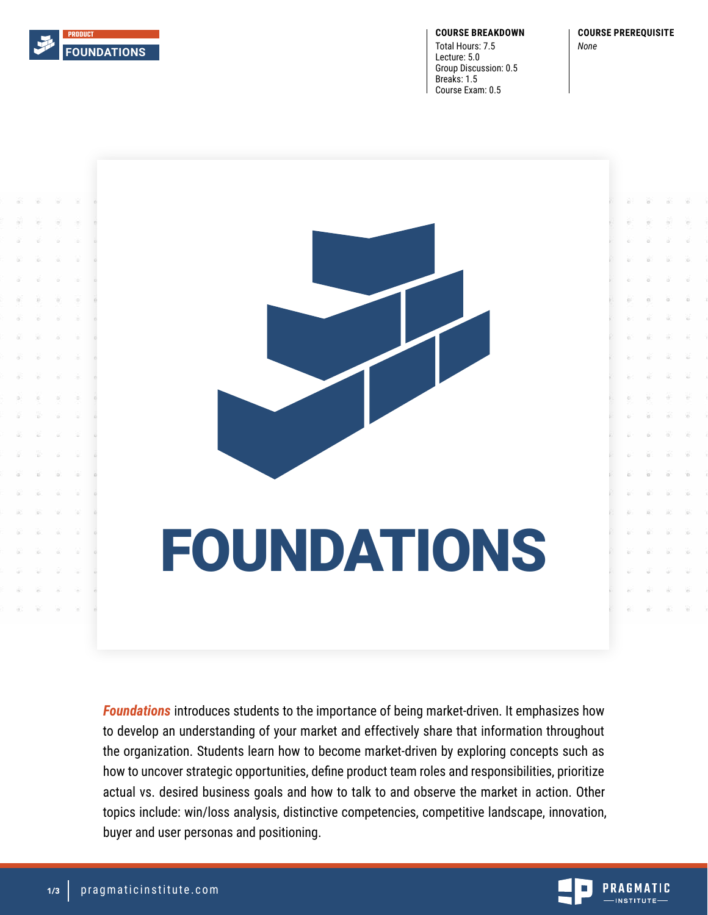PRODUCT FOUNDATIONS

**COURSE BREAKDOWN**

Total Hours: 7.5
Lecture: 5.0
Group Discussion: 0.5
Breaks: 1.5
Course Exam: 0.5

**COURSE PREREQUISITE**

*None*

# FOUNDATIONS

***Foundations*** introduces students to the importance of being market-driven. It emphasizes how to develop an understanding of your market and effectively share that information throughout the organization. Students learn how to become market-driven by exploring concepts such as how to uncover strategic opportunities, define product team roles and responsibilities, prioritize actual vs. desired business goals and how to talk to and observe the market in action. Other topics include: win/loss analysis, distinctive competencies, competitive landscape, innovation, buyer and user personas and positioning.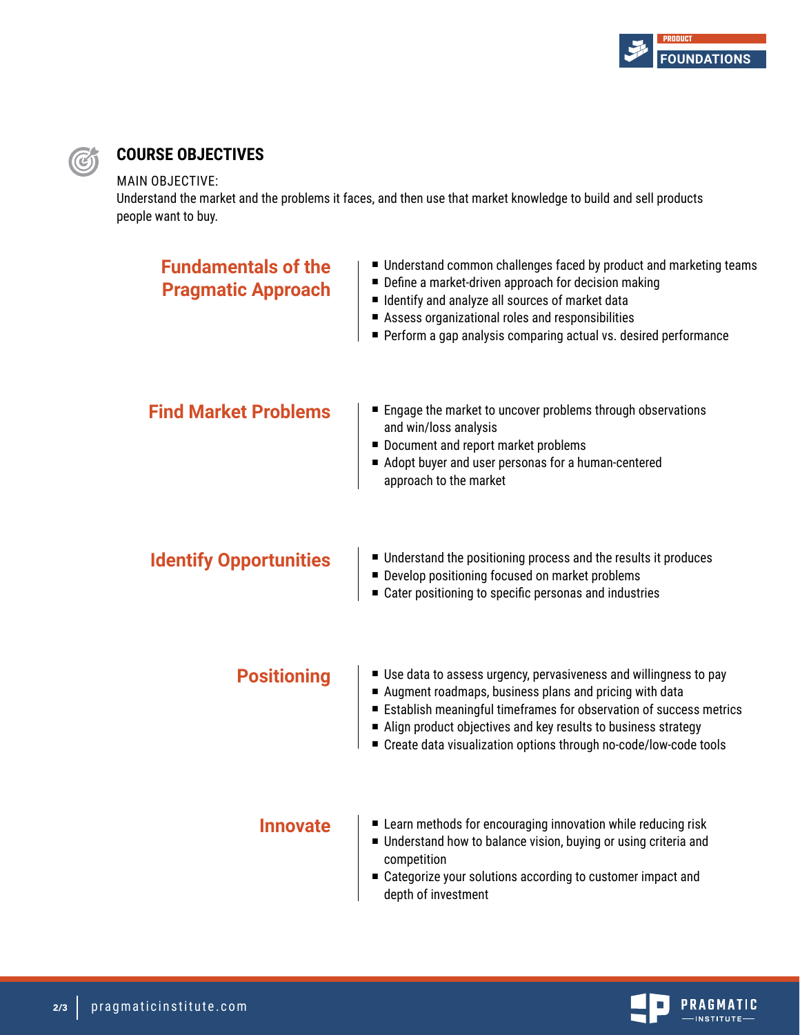## COURSE OBJECTIVES

MAIN OBJECTIVE:
Understand the market and the problems it faces, and then use that market knowledge to build and sell products people want to buy.

### Fundamentals of the Pragmatic Approach

- Understand common challenges faced by product and marketing teams
- Define a market-driven approach for decision making
- Identify and analyze all sources of market data
- Assess organizational roles and responsibilities
- Perform a gap analysis comparing actual vs. desired performance

### Find Market Problems

- Engage the market to uncover problems through observations and win/loss analysis
- Document and report market problems
- Adopt buyer and user personas for a human-centered approach to the market

### Identify Opportunities

- Understand the positioning process and the results it produces
- Develop positioning focused on market problems
- Cater positioning to specific personas and industries

### Positioning

- Use data to assess urgency, pervasiveness and willingness to pay
- Augment roadmaps, business plans and pricing with data
- Establish meaningful timeframes for observation of success metrics
- Align product objectives and key results to business strategy
- Create data visualization options through no-code/low-code tools

### Innovate

- Learn methods for encouraging innovation while reducing risk
- Understand how to balance vision, buying or using criteria and competition
- Categorize your solutions according to customer impact and depth of investment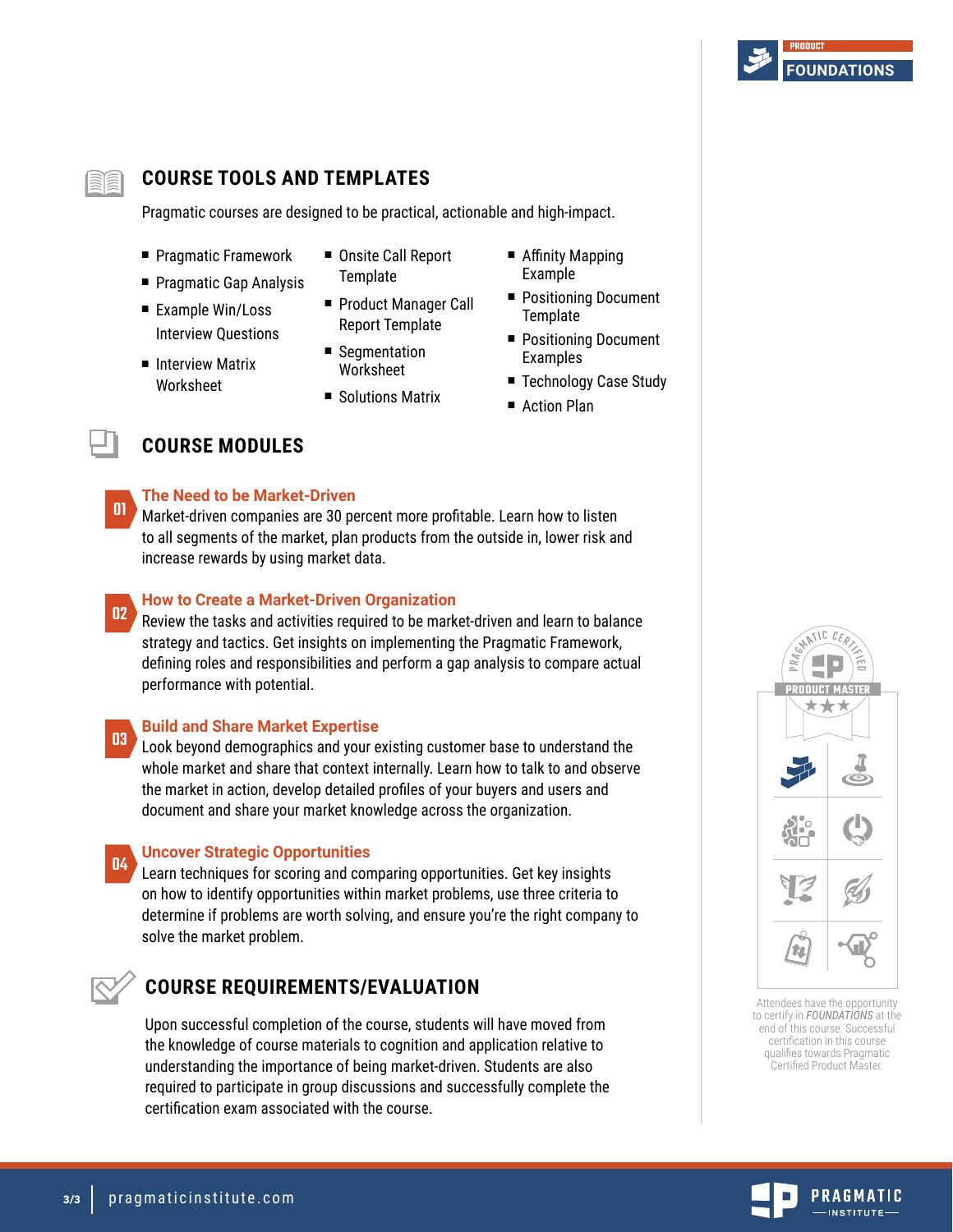## COURSE TOOLS AND TEMPLATES

Pragmatic courses are designed to be practical, actionable and high-impact.

- Pragmatic Framework
- Pragmatic Gap Analysis
- Example Win/Loss Interview Questions
- Interview Matrix Worksheet
- Onsite Call Report Template
- Product Manager Call Report Template
- Segmentation Worksheet
- Solutions Matrix
- Affinity Mapping Example
- Positioning Document Template
- Positioning Document Examples
- Technology Case Study
- Action Plan

## COURSE MODULES

**01**

### The Need to be Market-Driven

Market-driven companies are 30 percent more profitable. Learn how to listen to all segments of the market, plan products from the outside in, lower risk and increase rewards by using market data.

**02**

### How to Create a Market-Driven Organization

Review the tasks and activities required to be market-driven and learn to balance strategy and tactics. Get insights on implementing the Pragmatic Framework, defining roles and responsibilities and perform a gap analysis to compare actual performance with potential.

**03**

### Build and Share Market Expertise

Look beyond demographics and your existing customer base to understand the whole market and share that context internally. Learn how to talk to and observe the market in action, develop detailed profiles of your buyers and users and document and share your market knowledge across the organization.

**04**

### Uncover Strategic Opportunities

Learn techniques for scoring and comparing opportunities. Get key insights on how to identify opportunities within market problems, use three criteria to determine if problems are worth solving, and ensure you're the right company to solve the market problem.

## COURSE REQUIREMENTS/EVALUATION

Upon successful completion of the course, students will have moved from the knowledge of course materials to cognition and application relative to understanding the importance of being market-driven. Students are also required to participate in group discussions and successfully complete the certification exam associated with the course.

PRAGMATIC CERTIFIED PRODUCT MASTER

Attendees have the opportunity to certify in *FOUNDATIONS* at the end of this course. Successful certification in this course qualifies towards Pragmatic Certified Product Master.